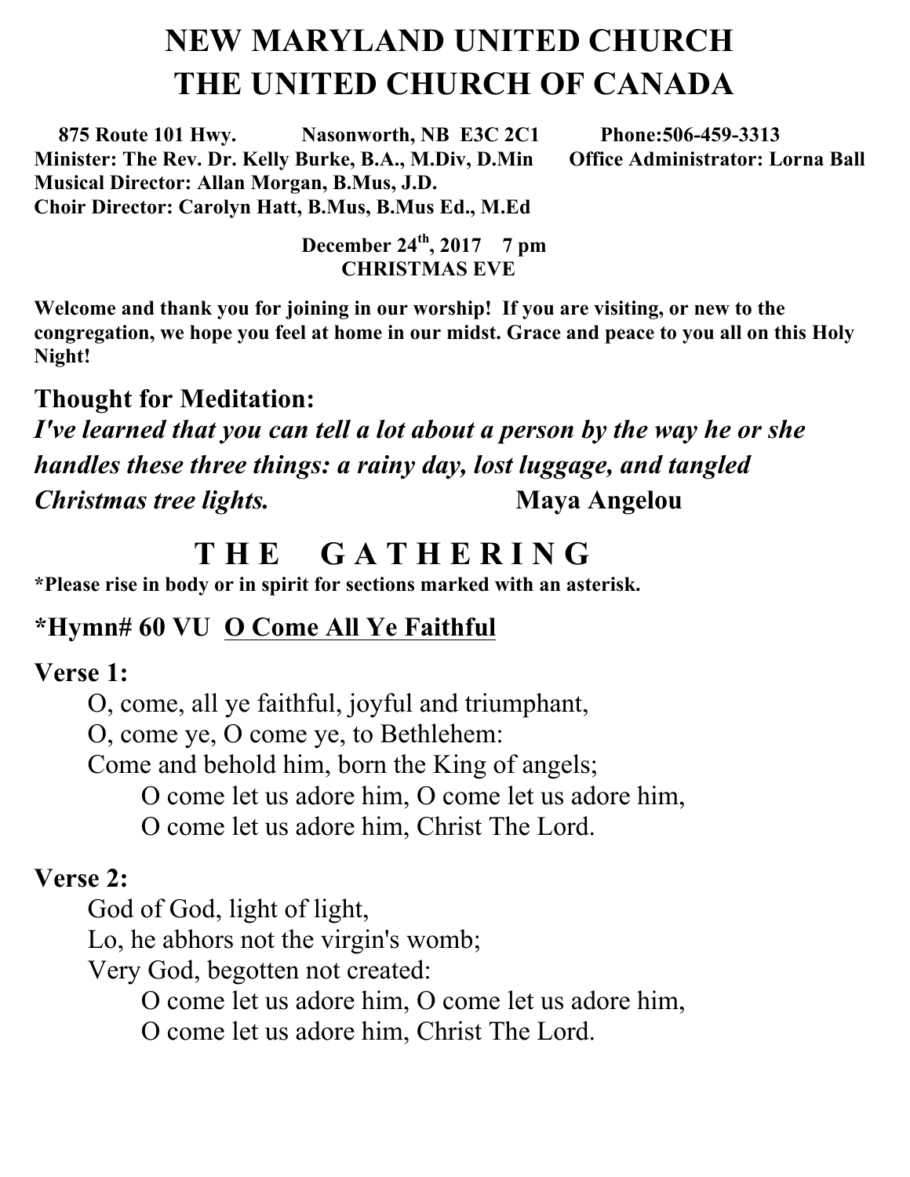# NEW MARYLAND UNITED CHURCH
# THE UNITED CHURCH OF CANADA

**875 Route 101 Hwy. Nasonworth, NB E3C 2C1 Phone:506-459-3313**
**Minister: The Rev. Dr. Kelly Burke, B.A., M.Div, D.Min Office Administrator: Lorna Ball**
**Musical Director: Allan Morgan, B.Mus, J.D.**
**Choir Director: Carolyn Hatt, B.Mus, B.Mus Ed., M.Ed**

**December 24th, 2017 7 pm**
**CHRISTMAS EVE**

**Welcome and thank you for joining in our worship! If you are visiting, or new to the congregation, we hope you feel at home in our midst. Grace and peace to you all on this Holy Night!**

**Thought for Meditation:**
***I've learned that you can tell a lot about a person by the way he or she handles these three things: a rainy day, lost luggage, and tangled Christmas tree lights.*** **Maya Angelou**

## T H E G A T H E R I N G

**\*Please rise in body or in spirit for sections marked with an asterisk.**

### *Hymn# 60 VU O Come All Ye Faithful

**Verse 1:**

O, come, all ye faithful, joyful and triumphant,
O, come ye, O come ye, to Bethlehem:
Come and behold him, born the King of angels;
O come let us adore him, O come let us adore him,
O come let us adore him, Christ The Lord.

**Verse 2:**

God of God, light of light,
Lo, he abhors not the virgin's womb;
Very God, begotten not created:
O come let us adore him, O come let us adore him,
O come let us adore him, Christ The Lord.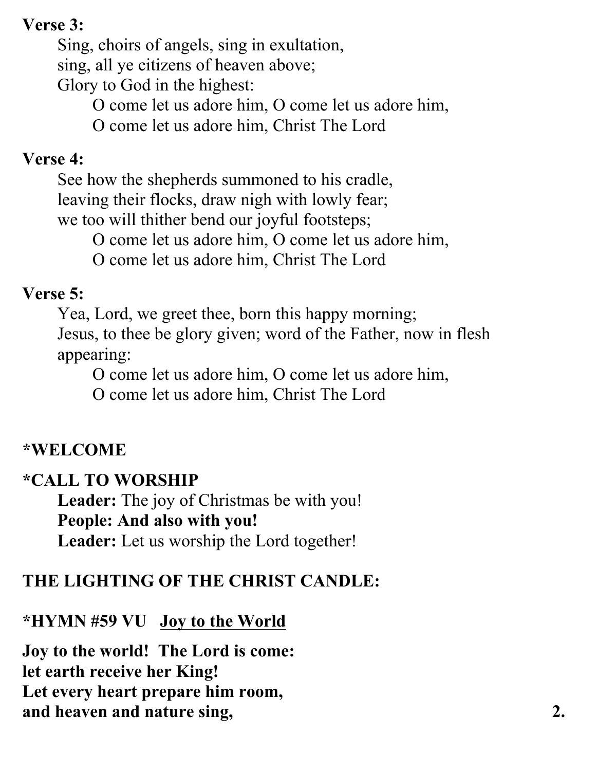**Verse 3:**

Sing, choirs of angels, sing in exultation,
sing, all ye citizens of heaven above;
Glory to God in the highest:
O come let us adore him, O come let us adore him,
O come let us adore him, Christ The Lord

**Verse 4:**

See how the shepherds summoned to his cradle,
leaving their flocks, draw nigh with lowly fear;
we too will thither bend our joyful footsteps;
O come let us adore him, O come let us adore him,
O come let us adore him, Christ The Lord

**Verse 5:**

Yea, Lord, we greet thee, born this happy morning;
Jesus, to thee be glory given; word of the Father, now in flesh appearing:
O come let us adore him, O come let us adore him,
O come let us adore him, Christ The Lord

## *WELCOME

## *CALL TO WORSHIP

**Leader:** The joy of Christmas be with you!
**People: And also with you!**
**Leader:** Let us worship the Lord together!

## THE LIGHTING OF THE CHRIST CANDLE:

## *HYMN #59 VU <u>Joy to the World</u>

**Joy to the world! The Lord is come:**
**let earth receive her King!**
**Let every heart prepare him room,**
**and heaven and nature sing,**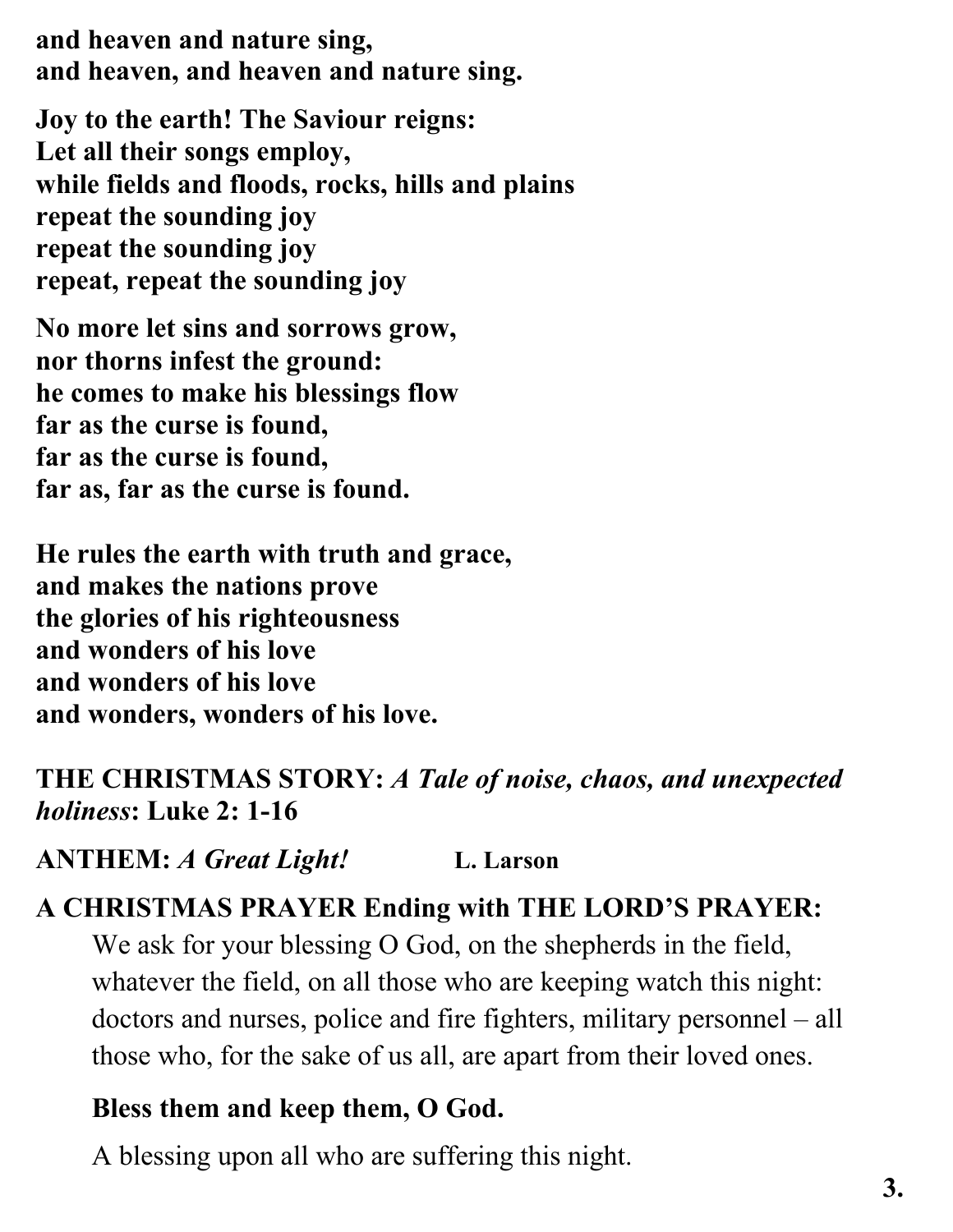**and heaven and nature sing,**
**and heaven, and heaven and nature sing.**

**Joy to the earth! The Saviour reigns:**
**Let all their songs employ,**
**while fields and floods, rocks, hills and plains**
**repeat the sounding joy**
**repeat the sounding joy**
**repeat, repeat the sounding joy**

**No more let sins and sorrows grow,**
**nor thorns infest the ground:**
**he comes to make his blessings flow**
**far as the curse is found,**
**far as the curse is found,**
**far as, far as the curse is found.**

**He rules the earth with truth and grace,**
**and makes the nations prove**
**the glories of his righteousness**
**and wonders of his love**
**and wonders of his love**
**and wonders, wonders of his love.**

**THE CHRISTMAS STORY:** ***A Tale of noise, chaos, and unexpected holiness*****: Luke 2: 1-16**

**ANTHEM:** ***A Great Light!*** **L. Larson**

**A CHRISTMAS PRAYER Ending with THE LORD'S PRAYER:**

We ask for your blessing O God, on the shepherds in the field, whatever the field, on all those who are keeping watch this night: doctors and nurses, police and fire fighters, military personnel – all those who, for the sake of us all, are apart from their loved ones.

**Bless them and keep them, O God.**

A blessing upon all who are suffering this night.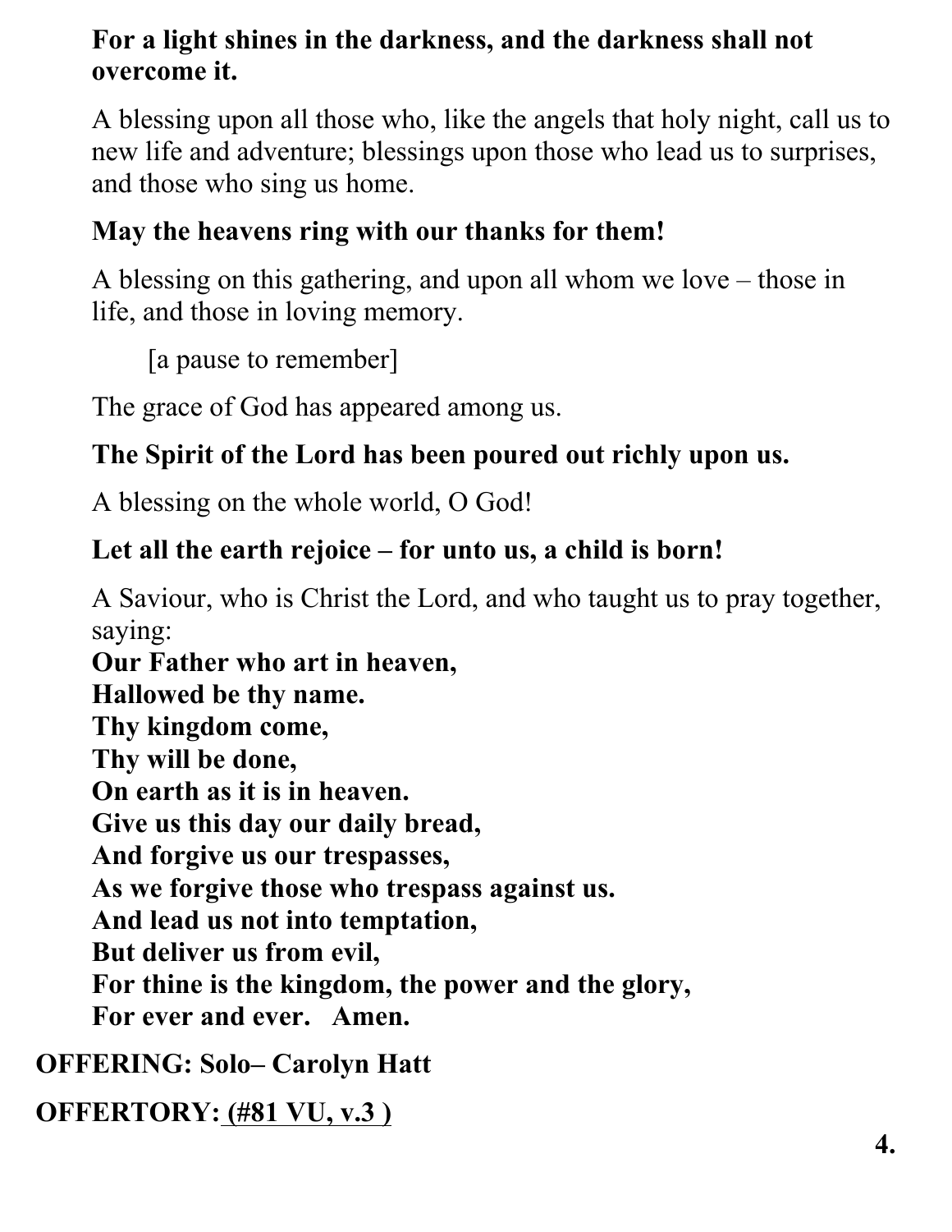**For a light shines in the darkness, and the darkness shall not overcome it.**

A blessing upon all those who, like the angels that holy night, call us to new life and adventure; blessings upon those who lead us to surprises, and those who sing us home.

**May the heavens ring with our thanks for them!**

A blessing on this gathering, and upon all whom we love – those in life, and those in loving memory.

[a pause to remember]

The grace of God has appeared among us.

**The Spirit of the Lord has been poured out richly upon us.**

A blessing on the whole world, O God!

**Let all the earth rejoice – for unto us, a child is born!**

A Saviour, who is Christ the Lord, and who taught us to pray together, saying:

**Our Father who art in heaven,**
**Hallowed be thy name.**
**Thy kingdom come,**
**Thy will be done,**
**On earth as it is in heaven.**
**Give us this day our daily bread,**
**And forgive us our trespasses,**
**As we forgive those who trespass against us.**
**And lead us not into temptation,**
**But deliver us from evil,**
**For thine is the kingdom, the power and the glory,**
**For ever and ever. Amen.**

**OFFERING: Solo– Carolyn Hatt**

**OFFERTORY: (#81 VU, v.3 )**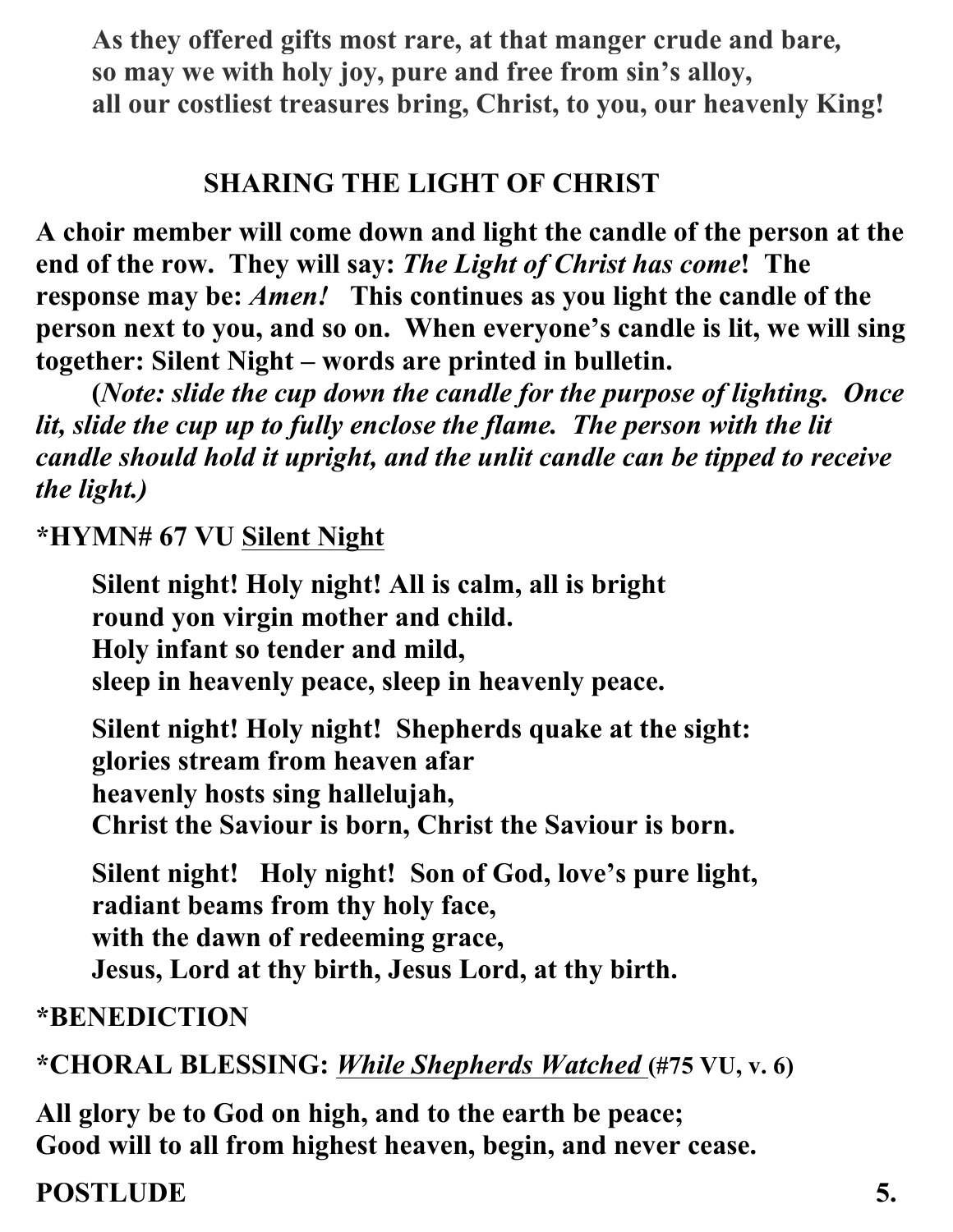**As they offered gifts most rare, at that manger crude and bare,**
**so may we with holy joy, pure and free from sin's alloy,**
**all our costliest treasures bring, Christ, to you, our heavenly King!**

## SHARING THE LIGHT OF CHRIST

**A choir member will come down and light the candle of the person at the end of the row. They will say: *The Light of Christ has come*! The response may be: *Amen!* This continues as you light the candle of the person next to you, and so on. When everyone's candle is lit, we will sing together: Silent Night – words are printed in bulletin.**

**(*Note: slide the cup down the candle for the purpose of lighting. Once lit, slide the cup up to fully enclose the flame. The person with the lit candle should hold it upright, and the unlit candle can be tipped to receive the light.)***

**\*HYMN# 67 VU Silent Night**

**Silent night! Holy night! All is calm, all is bright**
**round yon virgin mother and child.**
**Holy infant so tender and mild,**
**sleep in heavenly peace, sleep in heavenly peace.**

**Silent night! Holy night! Shepherds quake at the sight:**
**glories stream from heaven afar**
**heavenly hosts sing hallelujah,**
**Christ the Saviour is born, Christ the Saviour is born.**

**Silent night! Holy night! Son of God, love's pure light,**
**radiant beams from thy holy face,**
**with the dawn of redeeming grace,**
**Jesus, Lord at thy birth, Jesus Lord, at thy birth.**

**\*BENEDICTION**

**\*CHORAL BLESSING: *While Shepherds Watched* (#75 VU, v. 6)**

**All glory be to God on high, and to the earth be peace;**
**Good will to all from highest heaven, begin, and never cease.**

**POSTLUDE**